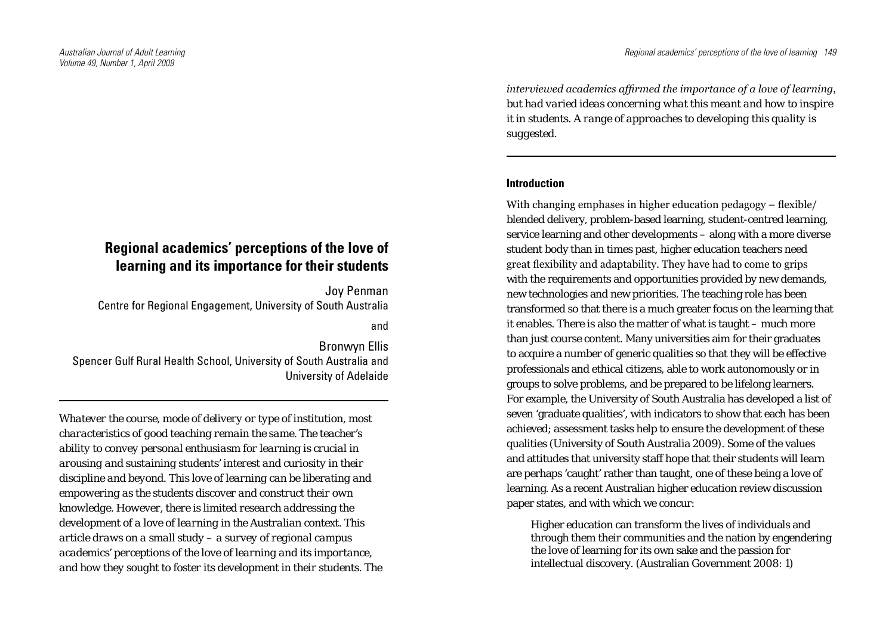# Regional academics' perceptions of the love of learning and its importance for their students

Joy Penman
Centre for Regional Engagement, University of South Australia

and

Bronwyn Ellis
Spencer Gulf Rural Health School, University of South Australia and University of Adelaide

---

*Whatever the course, mode of delivery or type of institution, most characteristics of good teaching remain the same. The teacher's ability to convey personal enthusiasm for learning is crucial in arousing and sustaining students' interest and curiosity in their discipline and beyond. This love of learning can be liberating and empowering as the students discover and construct their own knowledge. However, there is limited research addressing the development of a love of learning in the Australian context. This article draws on a small study – a survey of regional campus academics' perceptions of the love of learning and its importance, and how they sought to foster its development in their students. The interviewed academics affirmed the importance of a love of learning, but had varied ideas concerning what this meant and how to inspire it in students. A range of approaches to developing this quality is suggested.*

---

## Introduction

With changing emphases in higher education pedagogy – flexible/blended delivery, problem-based learning, student-centred learning, service learning and other developments – along with a more diverse student body than in times past, higher education teachers need great flexibility and adaptability. They have had to come to grips with the requirements and opportunities provided by new demands, new technologies and new priorities. The teaching role has been transformed so that there is a much greater focus on the learning that it enables. There is also the matter of what is taught – much more than just course content. Many universities aim for their graduates to acquire a number of generic qualities so that they will be effective professionals and ethical citizens, able to work autonomously or in groups to solve problems, and be prepared to be lifelong learners. For example, the University of South Australia has developed a list of seven 'graduate qualities', with indicators to show that each has been achieved; assessment tasks help to ensure the development of these qualities (University of South Australia 2009). Some of the values and attitudes that university staff hope that their students will learn are perhaps 'caught' rather than taught, one of these being a love of learning. As a recent Australian higher education review discussion paper states, and with which we concur:

> Higher education can transform the lives of individuals and through them their communities and the nation by engendering the love of learning for its own sake and the passion for intellectual discovery. (Australian Government 2008: 1)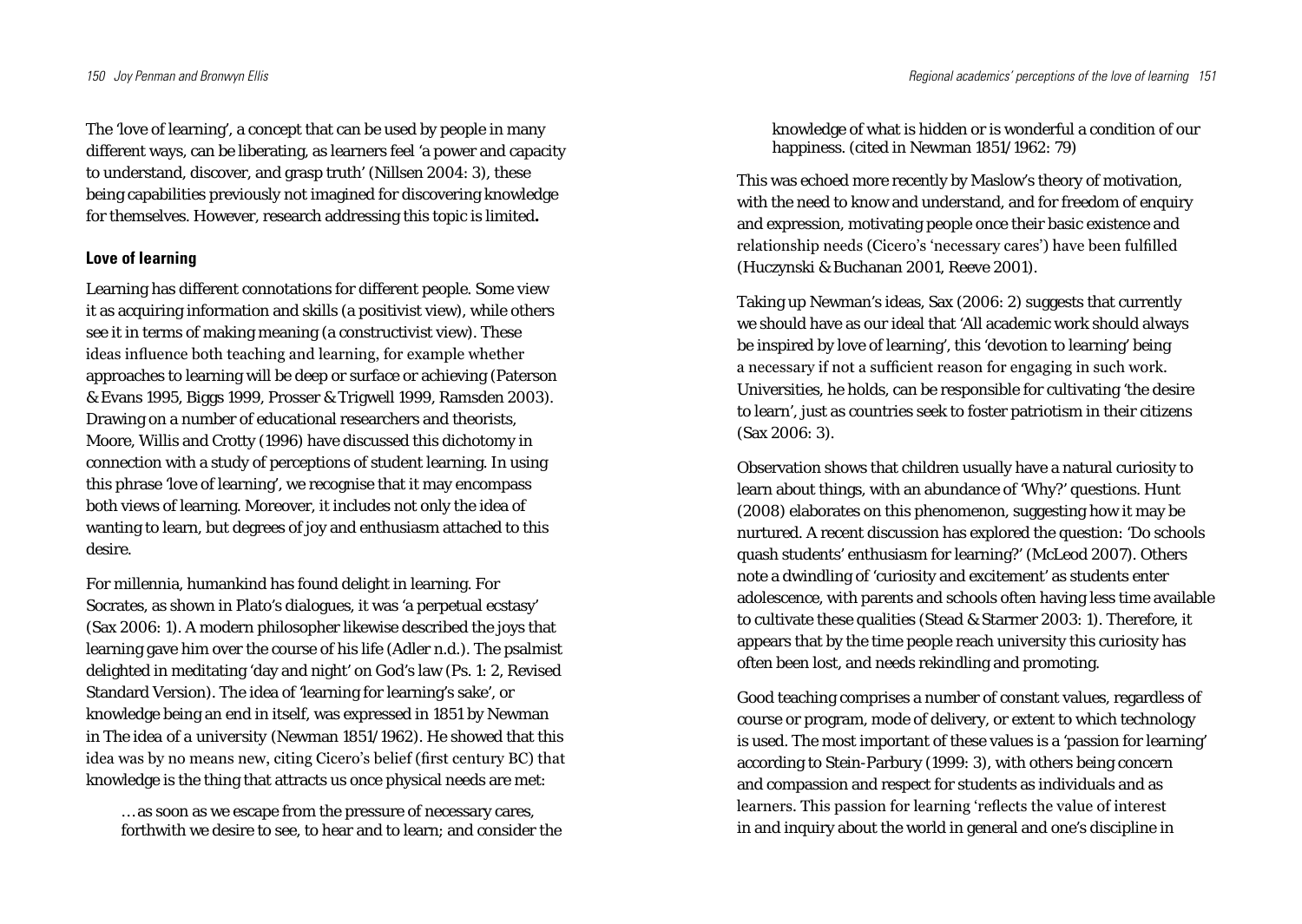The 'love of learning', a concept that can be used by people in many different ways, can be liberating, as learners feel 'a power and capacity to understand, discover, and grasp truth' (Nillsen 2004: 3), these being capabilities previously not imagined for discovering knowledge for themselves. However, research addressing this topic is limited**.**

## Love of learning

Learning has different connotations for different people. Some view it as acquiring information and skills (a positivist view), while others see it in terms of making meaning (a constructivist view). These ideas influence both teaching and learning, for example whether approaches to learning will be deep or surface or achieving (Paterson & Evans 1995, Biggs 1999, Prosser & Trigwell 1999, Ramsden 2003). Drawing on a number of educational researchers and theorists, Moore, Willis and Crotty (1996) have discussed this dichotomy in connection with a study of perceptions of student learning. In using this phrase 'love of learning', we recognise that it may encompass both views of learning. Moreover, it includes not only the idea of wanting to learn, but degrees of joy and enthusiasm attached to this desire.

For millennia, humankind has found delight in learning. For Socrates, as shown in Plato's dialogues, it was 'a perpetual ecstasy' (Sax 2006: 1). A modern philosopher likewise described the joys that learning gave him over the course of his life (Adler n.d.). The psalmist delighted in meditating 'day and night' on God's law (Ps. 1: 2, Revised Standard Version). The idea of 'learning for learning's sake', or knowledge being an end in itself, was expressed in 1851 by Newman in *The idea of a university* (Newman 1851/1962). He showed that this idea was by no means new, citing Cicero's belief (first century BC) that knowledge is the thing that attracts us once physical needs are met:

> … as soon as we escape from the pressure of necessary cares, forthwith we desire to see, to hear and to learn; and consider the knowledge of what is hidden or is wonderful a condition of our happiness. (cited in Newman 1851/1962: 79)

This was echoed more recently by Maslow's theory of motivation, with the need to know and understand, and for freedom of enquiry and expression, motivating people once their basic existence and relationship needs (Cicero's 'necessary cares') have been fulfilled (Huczynski & Buchanan 2001, Reeve 2001).

Taking up Newman's ideas, Sax (2006: 2) suggests that currently we should have as our ideal that 'All academic work should always be inspired by love of learning', this 'devotion to learning' being a necessary if not a sufficient reason for engaging in such work. Universities, he holds, can be responsible for cultivating 'the desire to learn', just as countries seek to foster patriotism in their citizens (Sax 2006: 3).

Observation shows that children usually have a natural curiosity to learn about things, with an abundance of 'Why?' questions. Hunt (2008) elaborates on this phenomenon, suggesting how it may be nurtured. A recent discussion has explored the question: 'Do schools quash students' enthusiasm for learning?' (McLeod 2007). Others note a dwindling of 'curiosity and excitement' as students enter adolescence, with parents and schools often having less time available to cultivate these qualities (Stead & Starmer 2003: 1). Therefore, it appears that by the time people reach university this curiosity has often been lost, and needs rekindling and promoting.

Good teaching comprises a number of constant values, regardless of course or program, mode of delivery, or extent to which technology is used. The most important of these values is a 'passion for learning' according to Stein-Parbury (1999: 3), with others being concern and compassion and respect for students as individuals and as learners. This passion for learning 'reflects the value of interest in and inquiry about the world in general and one's discipline in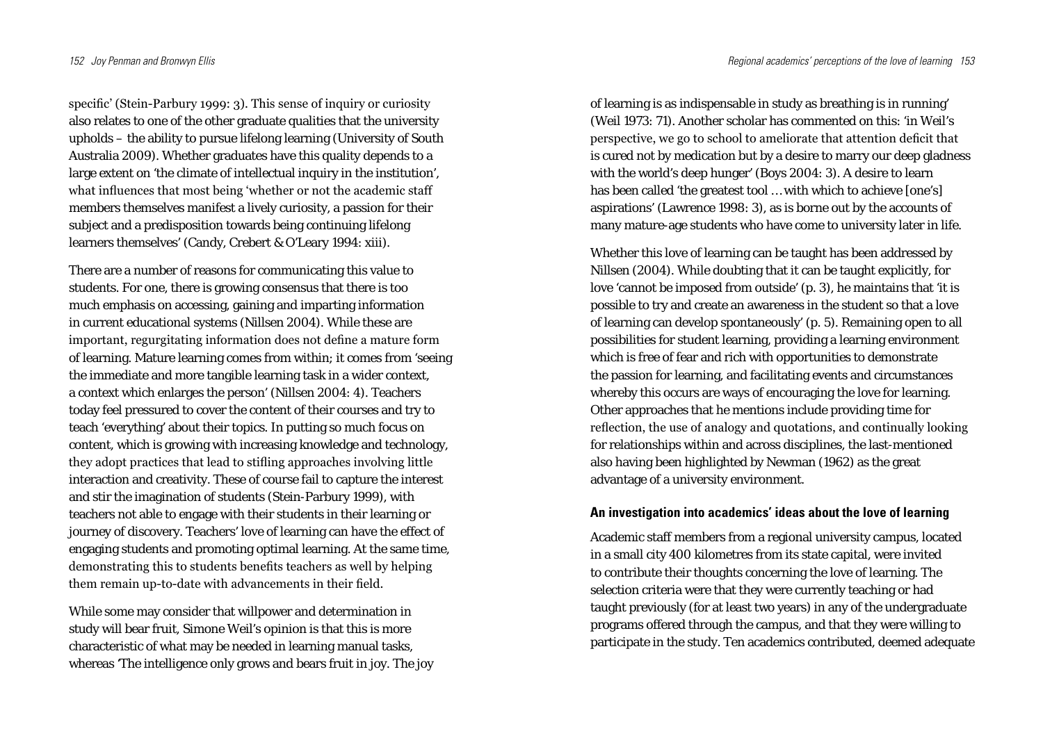specific' (Stein-Parbury 1999: 3). This sense of inquiry or curiosity also relates to one of the other graduate qualities that the university upholds – the ability to pursue lifelong learning (University of South Australia 2009). Whether graduates have this quality depends to a large extent on 'the climate of intellectual inquiry in the institution', what influences that most being 'whether or not the academic staff members themselves manifest a lively curiosity, a passion for their subject and a predisposition towards being continuing lifelong learners themselves' (Candy, Crebert & O'Leary 1994: xiii).

There are a number of reasons for communicating this value to students. For one, there is growing consensus that there is too much emphasis on accessing, gaining and imparting information in current educational systems (Nillsen 2004). While these are important, regurgitating information does not define a mature form of learning. Mature learning comes from within; it comes from 'seeing the immediate and more tangible learning task in a wider context, a context which enlarges the person' (Nillsen 2004: 4). Teachers today feel pressured to cover the content of their courses and try to teach 'everything' about their topics. In putting so much focus on content, which is growing with increasing knowledge and technology, they adopt practices that lead to stifling approaches involving little interaction and creativity. These of course fail to capture the interest and stir the imagination of students (Stein-Parbury 1999), with teachers not able to engage with their students in their learning or journey of discovery. Teachers' love of learning can have the effect of engaging students and promoting optimal learning. At the same time, demonstrating this to students benefits teachers as well by helping them remain up-to-date with advancements in their field.

While some may consider that willpower and determination in study will bear fruit, Simone Weil's opinion is that this is more characteristic of what may be needed in learning manual tasks, whereas 'The intelligence only grows and bears fruit in joy. The joy of learning is as indispensable in study as breathing is in running' (Weil 1973: 71). Another scholar has commented on this: 'in Weil's perspective, we go to school to ameliorate that attention deficit that is cured not by medication but by a desire to marry our deep gladness with the world's deep hunger' (Boys 2004: 3). A desire to learn has been called 'the greatest tool … with which to achieve [one's] aspirations' (Lawrence 1998: 3), as is borne out by the accounts of many mature-age students who have come to university later in life.

Whether this love of learning can be taught has been addressed by Nillsen (2004). While doubting that it can be taught explicitly, for love 'cannot be imposed from outside' (p. 3), he maintains that 'it is possible to try and create an awareness in the student so that a love of learning can develop spontaneously' (p. 5). Remaining open to all possibilities for student learning, providing a learning environment which is free of fear and rich with opportunities to demonstrate the passion for learning, and facilitating events and circumstances whereby this occurs are ways of encouraging the love for learning. Other approaches that he mentions include providing time for reflection, the use of analogy and quotations, and continually looking for relationships within and across disciplines, the last-mentioned also having been highlighted by Newman (1962) as the great advantage of a university environment.

## An investigation into academics' ideas about the love of learning

Academic staff members from a regional university campus, located in a small city 400 kilometres from its state capital, were invited to contribute their thoughts concerning the love of learning. The selection criteria were that they were currently teaching or had taught previously (for at least two years) in any of the undergraduate programs offered through the campus, and that they were willing to participate in the study. Ten academics contributed, deemed adequate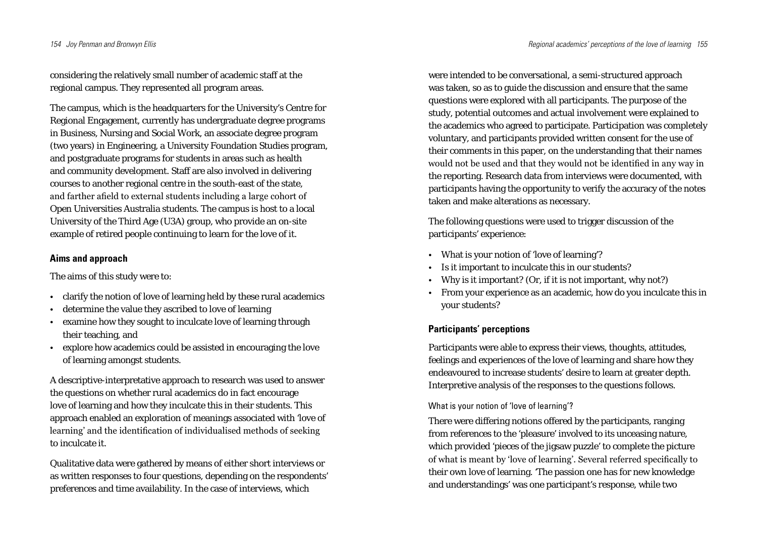considering the relatively small number of academic staff at the regional campus. They represented all program areas.

The campus, which is the headquarters for the University's Centre for Regional Engagement, currently has undergraduate degree programs in Business, Nursing and Social Work, an associate degree program (two years) in Engineering, a University Foundation Studies program, and postgraduate programs for students in areas such as health and community development. Staff are also involved in delivering courses to another regional centre in the south-east of the state, and farther afield to external students including a large cohort of Open Universities Australia students. The campus is host to a local University of the Third Age (U3A) group, who provide an on-site example of retired people continuing to learn for the love of it.

## Aims and approach

The aims of this study were to:

- clarify the notion of love of learning held by these rural academics
- determine the value they ascribed to love of learning
- examine how they sought to inculcate love of learning through their teaching, and
- explore how academics could be assisted in encouraging the love of learning amongst students.

A descriptive-interpretative approach to research was used to answer the questions on whether rural academics do in fact encourage love of learning and how they inculcate this in their students. This approach enabled an exploration of meanings associated with 'love of learning' and the identification of individualised methods of seeking to inculcate it.

Qualitative data were gathered by means of either short interviews or as written responses to four questions, depending on the respondents' preferences and time availability. In the case of interviews, which were intended to be conversational, a semi-structured approach was taken, so as to guide the discussion and ensure that the same questions were explored with all participants. The purpose of the study, potential outcomes and actual involvement were explained to the academics who agreed to participate. Participation was completely voluntary, and participants provided written consent for the use of their comments in this paper, on the understanding that their names would not be used and that they would not be identified in any way in the reporting. Research data from interviews were documented, with participants having the opportunity to verify the accuracy of the notes taken and make alterations as necessary.

The following questions were used to trigger discussion of the participants' experience:

- What is your notion of 'love of learning'?
- Is it important to inculcate this in our students?
- Why is it important? (Or, if it is not important, why not?)
- From your experience as an academic, how do you inculcate this in your students?

## Participants' perceptions

Participants were able to express their views, thoughts, attitudes, feelings and experiences of the love of learning and share how they endeavoured to increase students' desire to learn at greater depth. Interpretive analysis of the responses to the questions follows.

### What is your notion of 'love of learning'?

There were differing notions offered by the participants, ranging from references to the 'pleasure' involved to its unceasing nature, which provided 'pieces of the jigsaw puzzle' to complete the picture of what is meant by 'love of learning'. Several referred specifically to their own love of learning. 'The passion one has for new knowledge and understandings' was one participant's response, while two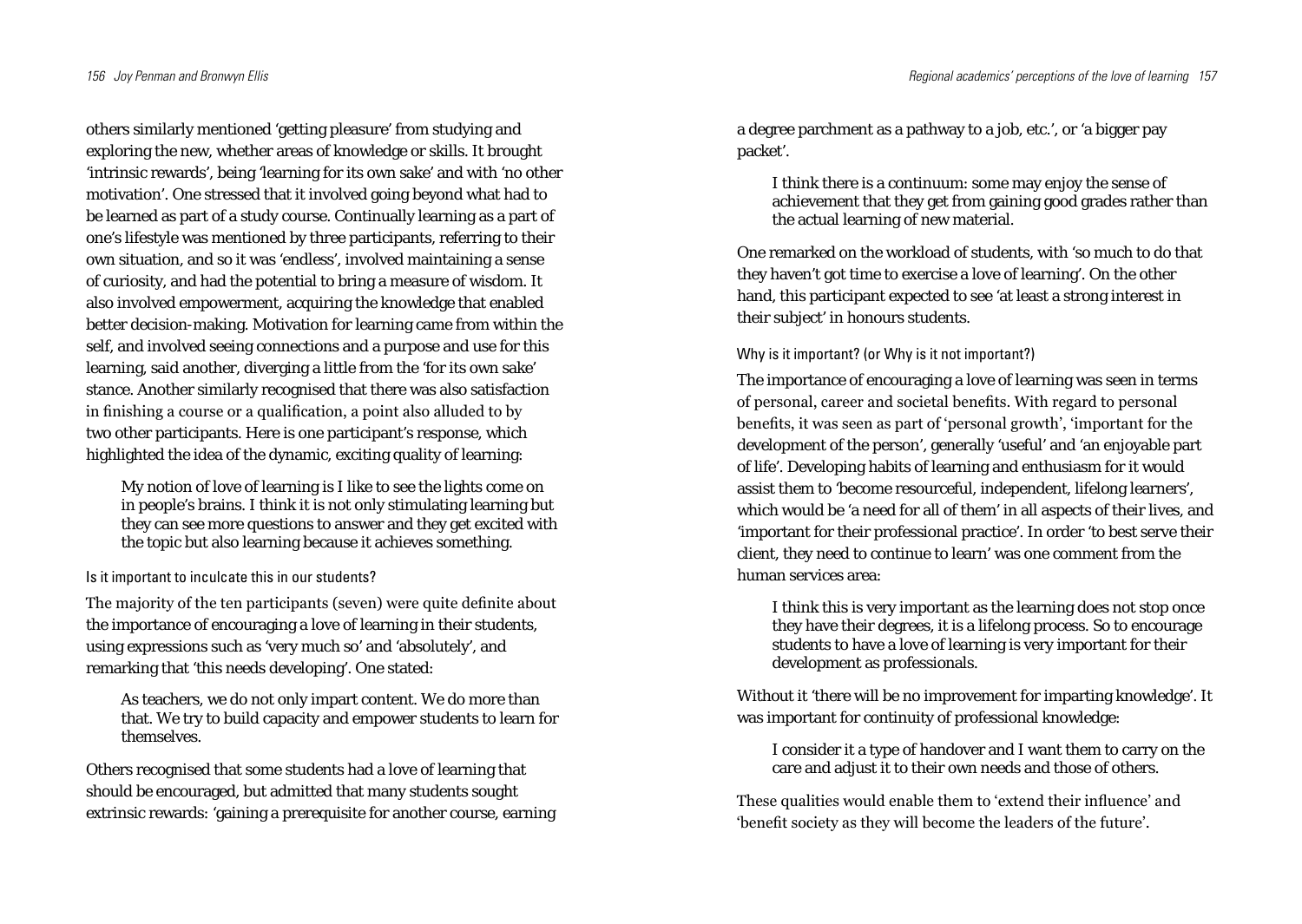others similarly mentioned 'getting pleasure' from studying and exploring the new, whether areas of knowledge or skills. It brought 'intrinsic rewards', being 'learning for its own sake' and with 'no other motivation'. One stressed that it involved going beyond what had to be learned as part of a study course. Continually learning as a part of one's lifestyle was mentioned by three participants, referring to their own situation, and so it was 'endless', involved maintaining a sense of curiosity, and had the potential to bring a measure of wisdom. It also involved empowerment, acquiring the knowledge that enabled better decision-making. Motivation for learning came from within the self, and involved seeing connections and a purpose and use for this learning, said another, diverging a little from the 'for its own sake' stance. Another similarly recognised that there was also satisfaction in finishing a course or a qualification, a point also alluded to by two other participants. Here is one participant's response, which highlighted the idea of the dynamic, exciting quality of learning:

> My notion of love of learning is I like to see the lights come on in people's brains. I think it is not only stimulating learning but they can see more questions to answer and they get excited with the topic but also learning because it achieves something.

#### Is it important to inculcate this in our students?

The majority of the ten participants (seven) were quite definite about the importance of encouraging a love of learning in their students, using expressions such as 'very much so' and 'absolutely', and remarking that 'this needs developing'. One stated:

> As teachers, we do not only impart content. We do more than that. We try to build capacity and empower students to learn for themselves.

Others recognised that some students had a love of learning that should be encouraged, but admitted that many students sought extrinsic rewards: 'gaining a prerequisite for another course, earning a degree parchment as a pathway to a job, etc.', or 'a bigger pay packet'.

> I think there is a continuum: some may enjoy the sense of achievement that they get from gaining good grades rather than the actual learning of new material.

One remarked on the workload of students, with 'so much to do that they haven't got time to exercise a love of learning'. On the other hand, this participant expected to see 'at least a strong interest in their subject' in honours students.

#### Why is it important? (or Why is it not important?)

The importance of encouraging a love of learning was seen in terms of personal, career and societal benefits. With regard to personal benefits, it was seen as part of 'personal growth', 'important for the development of the person', generally 'useful' and 'an enjoyable part of life'. Developing habits of learning and enthusiasm for it would assist them to 'become resourceful, independent, lifelong learners', which would be 'a need for all of them' in all aspects of their lives, and 'important for their professional practice'. In order 'to best serve their client, they need to continue to learn' was one comment from the human services area:

> I think this is very important as the learning does not stop once they have their degrees, it is a lifelong process. So to encourage students to have a love of learning is very important for their development as professionals.

Without it 'there will be no improvement for imparting knowledge'. It was important for continuity of professional knowledge:

> I consider it a type of handover and I want them to carry on the care and adjust it to their own needs and those of others.

These qualities would enable them to 'extend their influence' and 'benefit society as they will become the leaders of the future'.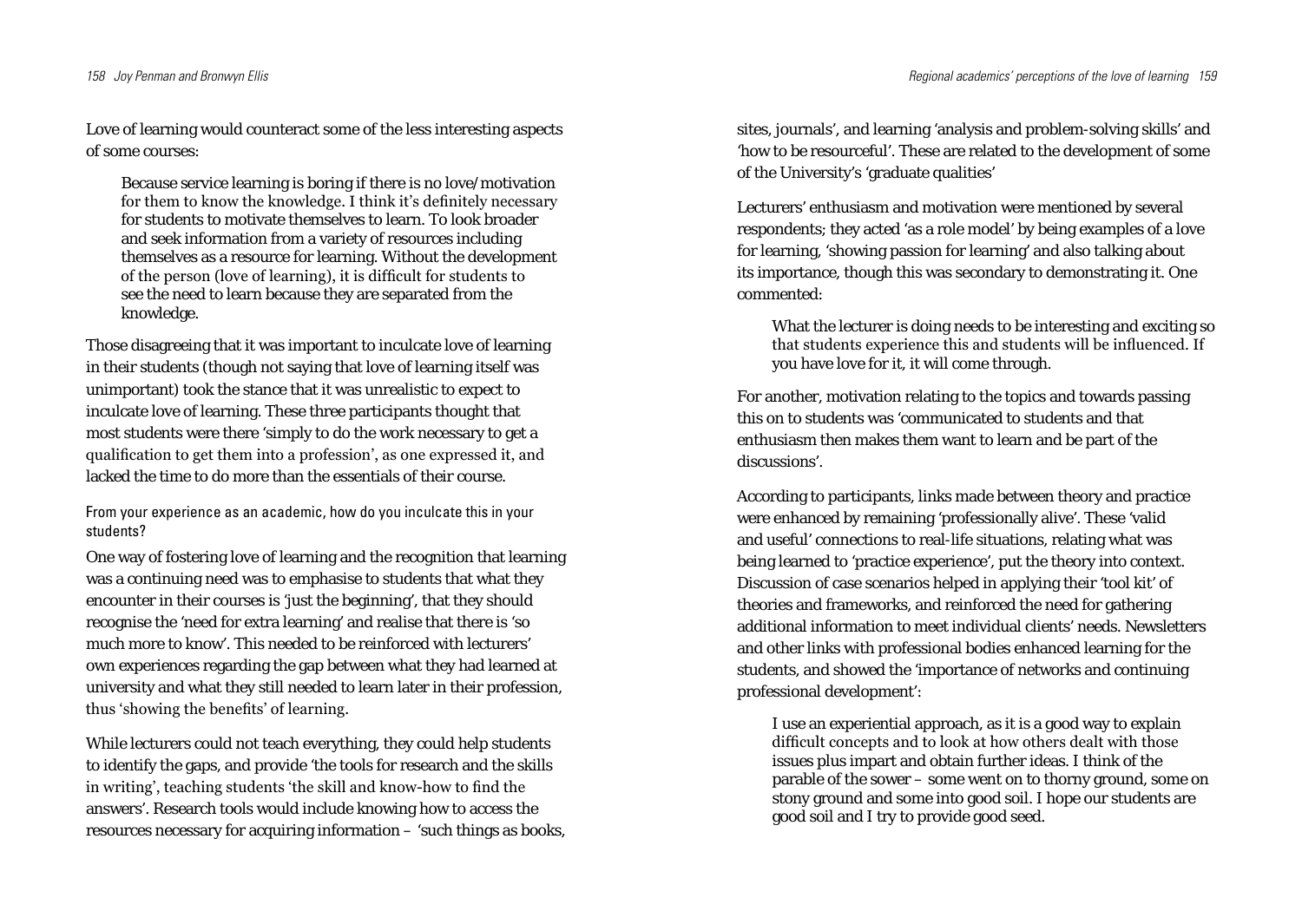Love of learning would counteract some of the less interesting aspects of some courses:

> Because service learning is boring if there is no love/motivation for them to know the knowledge. I think it's definitely necessary for students to motivate themselves to learn. To look broader and seek information from a variety of resources including themselves as a resource for learning. Without the development of the person (love of learning), it is difficult for students to see the need to learn because they are separated from the knowledge.

Those disagreeing that it was important to inculcate love of learning in their students (though not saying that love of learning itself was unimportant) took the stance that it was unrealistic to expect to inculcate love of learning. These three participants thought that most students were there 'simply to do the work necessary to get a qualification to get them into a profession', as one expressed it, and lacked the time to do more than the essentials of their course.

#### From your experience as an academic, how do you inculcate this in your students?

One way of fostering love of learning and the recognition that learning was a continuing need was to emphasise to students that what they encounter in their courses is 'just the beginning', that they should recognise the 'need for extra learning' and realise that there is 'so much more to know'. This needed to be reinforced with lecturers' own experiences regarding the gap between what they had learned at university and what they still needed to learn later in their profession, thus 'showing the benefits' of learning.

While lecturers could not teach everything, they could help students to identify the gaps, and provide 'the tools for research and the skills in writing', teaching students 'the skill and know-how to find the answers'. Research tools would include knowing how to access the resources necessary for acquiring information – 'such things as books, sites, journals', and learning 'analysis and problem-solving skills' and 'how to be resourceful'. These are related to the development of some of the University's 'graduate qualities'

Lecturers' enthusiasm and motivation were mentioned by several respondents; they acted 'as a role model' by being examples of a love for learning, 'showing passion for learning' and also talking about its importance, though this was secondary to demonstrating it. One commented:

> What the lecturer is doing needs to be interesting and exciting so that students experience this and students will be influenced. If you have love for it, it will come through.

For another, motivation relating to the topics and towards passing this on to students was 'communicated to students and that enthusiasm then makes them want to learn and be part of the discussions'.

According to participants, links made between theory and practice were enhanced by remaining 'professionally alive'. These 'valid and useful' connections to real-life situations, relating what was being learned to 'practice experience', put the theory into context. Discussion of case scenarios helped in applying their 'tool kit' of theories and frameworks, and reinforced the need for gathering additional information to meet individual clients' needs. Newsletters and other links with professional bodies enhanced learning for the students, and showed the 'importance of networks and continuing professional development':

> I use an experiential approach, as it is a good way to explain difficult concepts and to look at how others dealt with those issues plus impart and obtain further ideas. I think of the parable of the sower – some went on to thorny ground, some on stony ground and some into good soil. I hope our students are good soil and I try to provide good seed.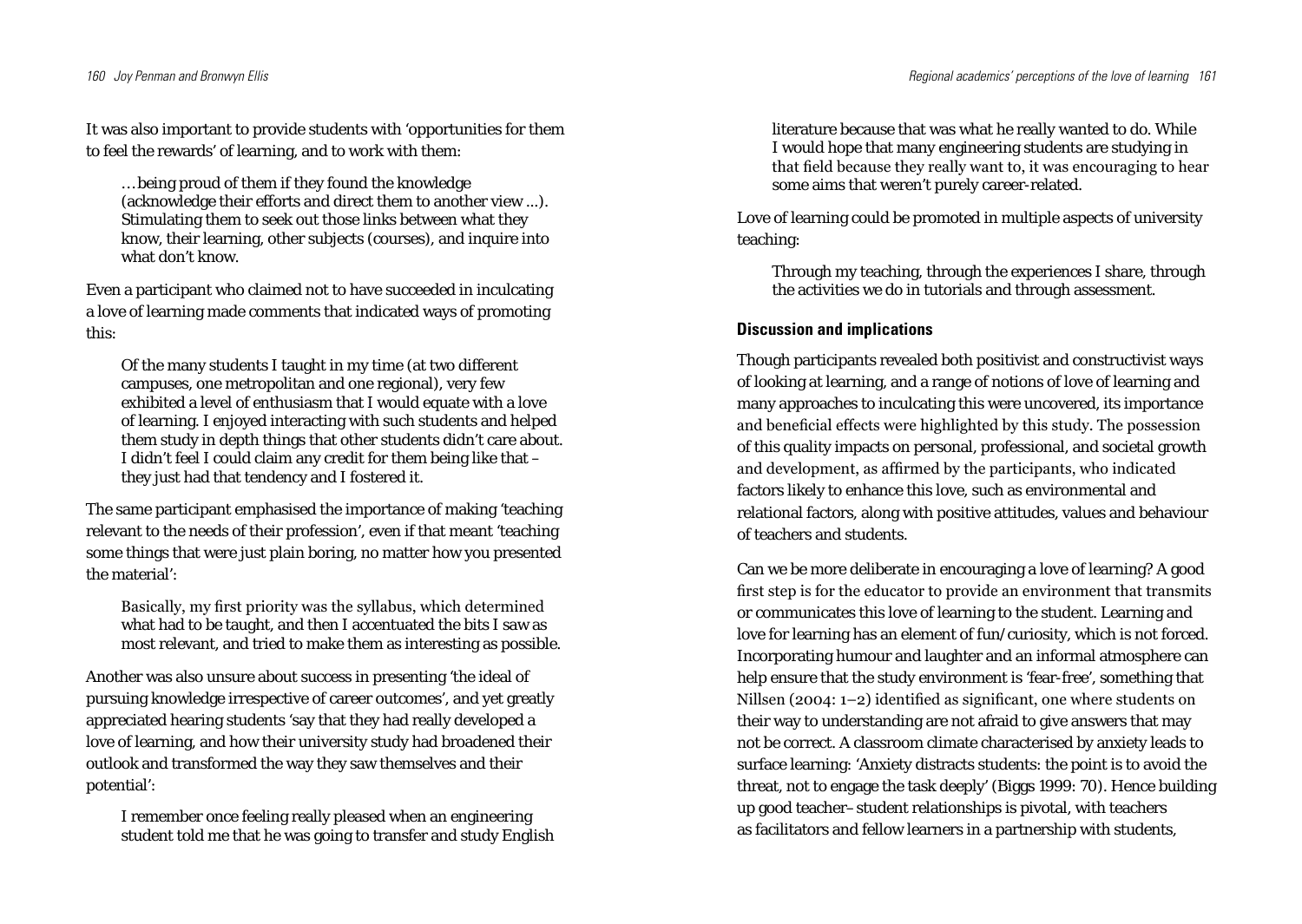It was also important to provide students with 'opportunities for them to feel the rewards' of learning, and to work with them:

> …being proud of them if they found the knowledge (acknowledge their efforts and direct them to another view ...). Stimulating them to seek out those links between what they know, their learning, other subjects (courses), and inquire into what don't know.

Even a participant who claimed not to have succeeded in inculcating a love of learning made comments that indicated ways of promoting this:

> Of the many students I taught in my time (at two different campuses, one metropolitan and one regional), very few exhibited a level of enthusiasm that I would equate with a love of learning. I enjoyed interacting with such students and helped them study in depth things that other students didn't care about. I didn't feel I could claim any credit for them being like that – they just had that tendency and I fostered it.

The same participant emphasised the importance of making 'teaching relevant to the needs of their profession', even if that meant 'teaching some things that were just plain boring, no matter how you presented the material':

> Basically, my first priority was the syllabus, which determined what had to be taught, and then I accentuated the bits I saw as most relevant, and tried to make them as interesting as possible.

Another was also unsure about success in presenting 'the ideal of pursuing knowledge irrespective of career outcomes', and yet greatly appreciated hearing students 'say that they had really developed a love of learning, and how their university study had broadened their outlook and transformed the way they saw themselves and their potential':

> I remember once feeling really pleased when an engineering student told me that he was going to transfer and study English literature because that was what he really wanted to do. While I would hope that many engineering students are studying in that field because they really want to, it was encouraging to hear some aims that weren't purely career-related.

Love of learning could be promoted in multiple aspects of university teaching:

> Through my teaching, through the experiences I share, through the activities we do in tutorials and through assessment.

## Discussion and implications

Though participants revealed both positivist and constructivist ways of looking at learning, and a range of notions of love of learning and many approaches to inculcating this were uncovered, its importance and beneficial effects were highlighted by this study. The possession of this quality impacts on personal, professional, and societal growth and development, as affirmed by the participants, who indicated factors likely to enhance this love, such as environmental and relational factors, along with positive attitudes, values and behaviour of teachers and students.

Can we be more deliberate in encouraging a love of learning? A good first step is for the educator to provide an environment that transmits or communicates this love of learning to the student. Learning and love for learning has an element of fun/curiosity, which is not forced. Incorporating humour and laughter and an informal atmosphere can help ensure that the study environment is 'fear-free', something that Nillsen (2004: 1–2) identified as significant, one where students on their way to understanding are not afraid to give answers that may not be correct. A classroom climate characterised by anxiety leads to surface learning: 'Anxiety distracts students: the point is to avoid the threat, not to engage the task deeply' (Biggs 1999: 70). Hence building up good teacher–student relationships is pivotal, with teachers as facilitators and fellow learners in a partnership with students,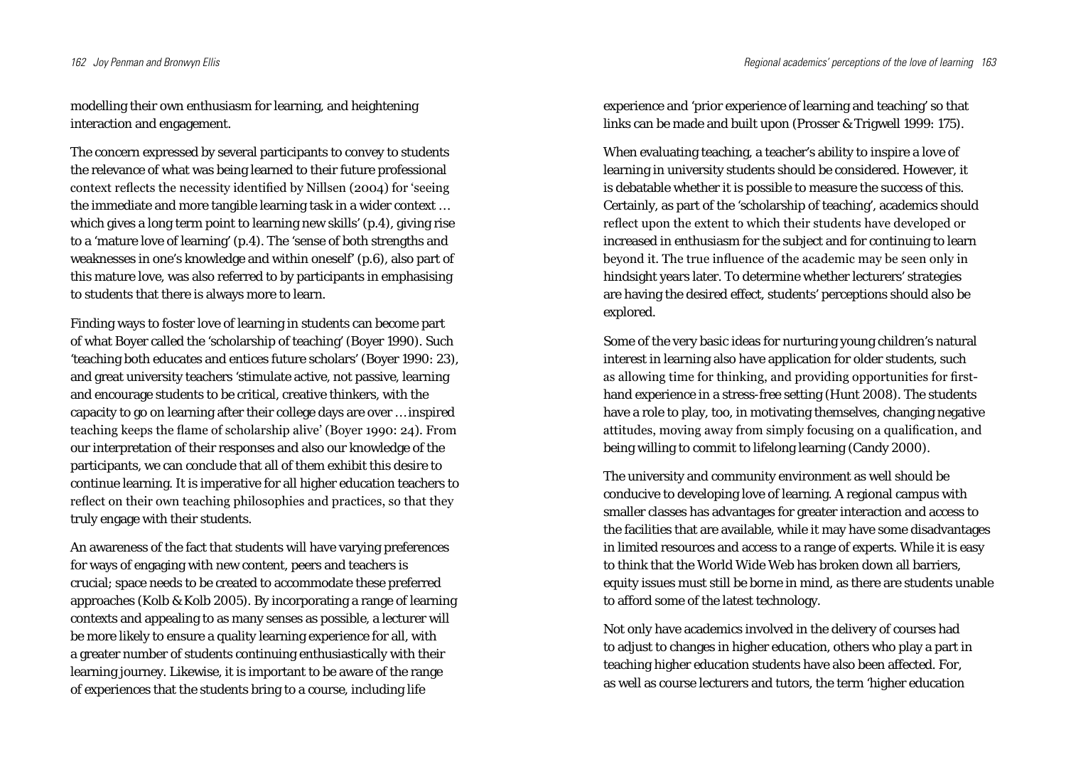modelling their own enthusiasm for learning, and heightening interaction and engagement.

The concern expressed by several participants to convey to students the relevance of what was being learned to their future professional context reflects the necessity identified by Nillsen (2004) for 'seeing the immediate and more tangible learning task in a wider context … which gives a long term point to learning new skills' (p.4), giving rise to a 'mature love of learning' (p.4). The 'sense of both strengths and weaknesses in one's knowledge and within oneself' (p.6), also part of this mature love, was also referred to by participants in emphasising to students that there is always more to learn.

Finding ways to foster love of learning in students can become part of what Boyer called the 'scholarship of teaching' (Boyer 1990). Such 'teaching both educates and entices future scholars' (Boyer 1990: 23), and great university teachers 'stimulate active, not passive, learning and encourage students to be critical, creative thinkers, with the capacity to go on learning after their college days are over … inspired teaching keeps the flame of scholarship alive' (Boyer 1990: 24). From our interpretation of their responses and also our knowledge of the participants, we can conclude that all of them exhibit this desire to continue learning. It is imperative for all higher education teachers to reflect on their own teaching philosophies and practices, so that they truly engage with their students.

An awareness of the fact that students will have varying preferences for ways of engaging with new content, peers and teachers is crucial; space needs to be created to accommodate these preferred approaches (Kolb & Kolb 2005). By incorporating a range of learning contexts and appealing to as many senses as possible, a lecturer will be more likely to ensure a quality learning experience for all, with a greater number of students continuing enthusiastically with their learning journey. Likewise, it is important to be aware of the range of experiences that the students bring to a course, including life experience and 'prior experience of learning and teaching' so that links can be made and built upon (Prosser & Trigwell 1999: 175).

When evaluating teaching, a teacher's ability to inspire a love of learning in university students should be considered. However, it is debatable whether it is possible to measure the success of this. Certainly, as part of the 'scholarship of teaching', academics should reflect upon the extent to which their students have developed or increased in enthusiasm for the subject and for continuing to learn beyond it. The true influence of the academic may be seen only in hindsight years later. To determine whether lecturers' strategies are having the desired effect, students' perceptions should also be explored.

Some of the very basic ideas for nurturing young children's natural interest in learning also have application for older students, such as allowing time for thinking, and providing opportunities for first-hand experience in a stress-free setting (Hunt 2008). The students have a role to play, too, in motivating themselves, changing negative attitudes, moving away from simply focusing on a qualification, and being willing to commit to lifelong learning (Candy 2000).

The university and community environment as well should be conducive to developing love of learning. A regional campus with smaller classes has advantages for greater interaction and access to the facilities that are available, while it may have some disadvantages in limited resources and access to a range of experts. While it is easy to think that the World Wide Web has broken down all barriers, equity issues must still be borne in mind, as there are students unable to afford some of the latest technology.

Not only have academics involved in the delivery of courses had to adjust to changes in higher education, others who play a part in teaching higher education students have also been affected. For, as well as course lecturers and tutors, the term 'higher education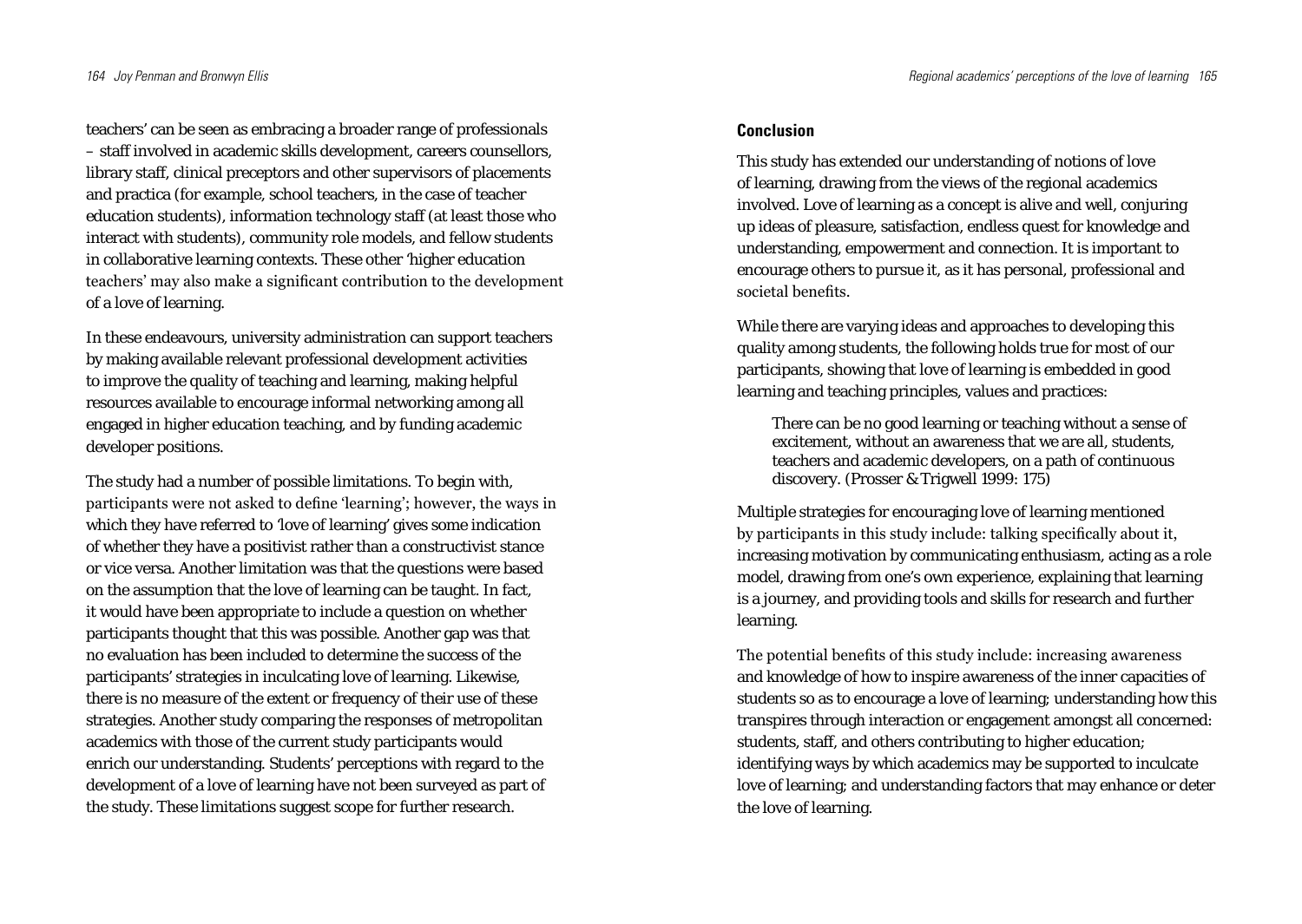teachers' can be seen as embracing a broader range of professionals – staff involved in academic skills development, careers counsellors, library staff, clinical preceptors and other supervisors of placements and practica (for example, school teachers, in the case of teacher education students), information technology staff (at least those who interact with students), community role models, and fellow students in collaborative learning contexts. These other 'higher education teachers' may also make a significant contribution to the development of a love of learning.

In these endeavours, university administration can support teachers by making available relevant professional development activities to improve the quality of teaching and learning, making helpful resources available to encourage informal networking among all engaged in higher education teaching, and by funding academic developer positions.

The study had a number of possible limitations. To begin with, participants were not asked to define 'learning'; however, the ways in which they have referred to 'love of learning' gives some indication of whether they have a positivist rather than a constructivist stance or vice versa. Another limitation was that the questions were based on the assumption that the love of learning can be taught. In fact, it would have been appropriate to include a question on whether participants thought that this was possible. Another gap was that no evaluation has been included to determine the success of the participants' strategies in inculcating love of learning. Likewise, there is no measure of the extent or frequency of their use of these strategies. Another study comparing the responses of metropolitan academics with those of the current study participants would enrich our understanding. Students' perceptions with regard to the development of a love of learning have not been surveyed as part of the study. These limitations suggest scope for further research.

## Conclusion

This study has extended our understanding of notions of love of learning, drawing from the views of the regional academics involved. Love of learning as a concept is alive and well, conjuring up ideas of pleasure, satisfaction, endless quest for knowledge and understanding, empowerment and connection. It is important to encourage others to pursue it, as it has personal, professional and societal benefits.

While there are varying ideas and approaches to developing this quality among students, the following holds true for most of our participants, showing that love of learning is embedded in good learning and teaching principles, values and practices:

> There can be no good learning or teaching without a sense of excitement, without an awareness that we are all, students, teachers and academic developers, on a path of continuous discovery. (Prosser & Trigwell 1999: 175)

Multiple strategies for encouraging love of learning mentioned by participants in this study include: talking specifically about it, increasing motivation by communicating enthusiasm, acting as a role model, drawing from one's own experience, explaining that learning is a journey, and providing tools and skills for research and further learning.

The potential benefits of this study include: increasing awareness and knowledge of how to inspire awareness of the inner capacities of students so as to encourage a love of learning; understanding how this transpires through interaction or engagement amongst all concerned: students, staff, and others contributing to higher education; identifying ways by which academics may be supported to inculcate love of learning; and understanding factors that may enhance or deter the love of learning.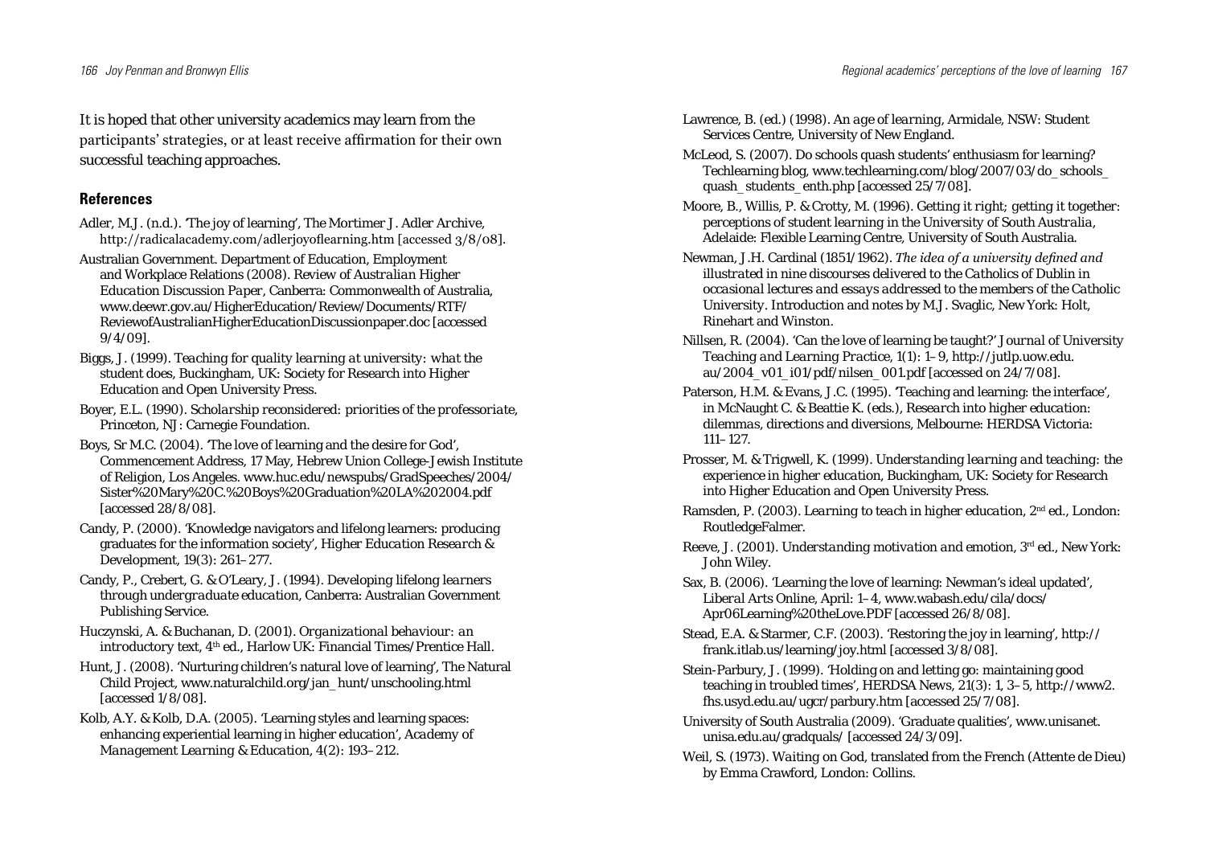It is hoped that other university academics may learn from the participants' strategies, or at least receive affirmation for their own successful teaching approaches.

## References

Adler, M.J. (n.d.). 'The joy of learning', The Mortimer J. Adler Archive, http://radicalacademy.com/adlerjoyoflearning.htm [accessed 3/8/08].

Australian Government. Department of Education, Employment and Workplace Relations (2008). *Review of Australian Higher Education Discussion Paper*, Canberra: Commonwealth of Australia, www.deewr.gov.au/HigherEducation/Review/Documents/RTF/ReviewofAustralianHigherEducationDiscussionpaper.doc [accessed 9/4/09].

Biggs, J. (1999). *Teaching for quality learning at university: what the student does*, Buckingham, UK: Society for Research into Higher Education and Open University Press.

Boyer, E.L. (1990). *Scholarship reconsidered: priorities of the professoriate*, Princeton, NJ: Carnegie Foundation.

Boys, Sr M.C. (2004). 'The love of learning and the desire for God', Commencement Address, 17 May, Hebrew Union College-Jewish Institute of Religion, Los Angeles. www.huc.edu/newspubs/GradSpeeches/2004/Sister%20Mary%20C.%20Boys%20Graduation%20LA%202004.pdf [accessed 28/8/08].

Candy, P. (2000). 'Knowledge navigators and lifelong learners: producing graduates for the information society', *Higher Education Research & Development*, 19(3): 261–277.

Candy, P., Crebert, G. & O'Leary, J. (1994). *Developing lifelong learners through undergraduate education*, Canberra: Australian Government Publishing Service.

Huczynski, A. & Buchanan, D. (2001). *Organizational behaviour: an introductory text*, 4th ed., Harlow UK: Financial Times/Prentice Hall.

Hunt, J. (2008). 'Nurturing children's natural love of learning', The Natural Child Project, www.naturalchild.org/jan_hunt/unschooling.html [accessed 1/8/08].

Kolb, A.Y. & Kolb, D.A. (2005). 'Learning styles and learning spaces: enhancing experiential learning in higher education', *Academy of Management Learning & Education*, 4(2): 193–212.

Lawrence, B. (ed.) (1998). *An age of learning*, Armidale, NSW: Student Services Centre, University of New England.

McLeod, S. (2007). Do schools quash students' enthusiasm for learning? Techlearning blog, www.techlearning.com/blog/2007/03/do_schools_quash_students_enth.php [accessed 25/7/08].

Moore, B., Willis, P. & Crotty, M. (1996). *Getting it right; getting it together: perceptions of student learning in the University of South Australia*, Adelaide: Flexible Learning Centre, University of South Australia.

Newman, J.H. Cardinal (1851/1962). *The idea of a university defined and illustrated in nine discourses delivered to the Catholics of Dublin in occasional lectures and essays addressed to the members of the Catholic University*. Introduction and notes by M.J. Svaglic, New York: Holt, Rinehart and Winston.

Nillsen, R. (2004). 'Can the love of learning be taught?' *Journal of University Teaching and Learning Practice*, 1(1): 1–9, http://jutlp.uow.edu.au/2004_v01_i01/pdf/nilsen_001.pdf [accessed on 24/7/08].

Paterson, H.M. & Evans, J.C. (1995). 'Teaching and learning: the interface', in McNaught C. & Beattie K. (eds.), *Research into higher education: dilemmas, directions and diversions*, Melbourne: HERDSA Victoria: 111–127.

Prosser, M. & Trigwell, K. (1999). *Understanding learning and teaching: the experience in higher education*, Buckingham, UK: Society for Research into Higher Education and Open University Press.

Ramsden, P. (2003). *Learning to teach in higher education*, 2nd ed., London: RoutledgeFalmer.

Reeve, J. (2001). *Understanding motivation and emotion*, 3rd ed., New York: John Wiley.

Sax, B. (2006). 'Learning the love of learning: Newman's ideal updated', *Liberal Arts Online*, April: 1–4, www.wabash.edu/cila/docs/Apr06Learning%20theLove.PDF [accessed 26/8/08].

Stead, E.A. & Starmer, C.F. (2003). 'Restoring the joy in learning', http://frank.itlab.us/learning/joy.html [accessed 3/8/08].

Stein-Parbury, J. (1999). 'Holding on and letting go: maintaining good teaching in troubled times', HERDSA News, 21(3): 1, 3–5, http://www2.fhs.usyd.edu.au/ugcr/parbury.htm [accessed 25/7/08].

University of South Australia (2009). 'Graduate qualities', www.unisanet.unisa.edu.au/gradquals/ [accessed 24/3/09].

Weil, S. (1973). *Waiting on God*, translated from the French (Attente de Dieu) by Emma Crawford, London: Collins.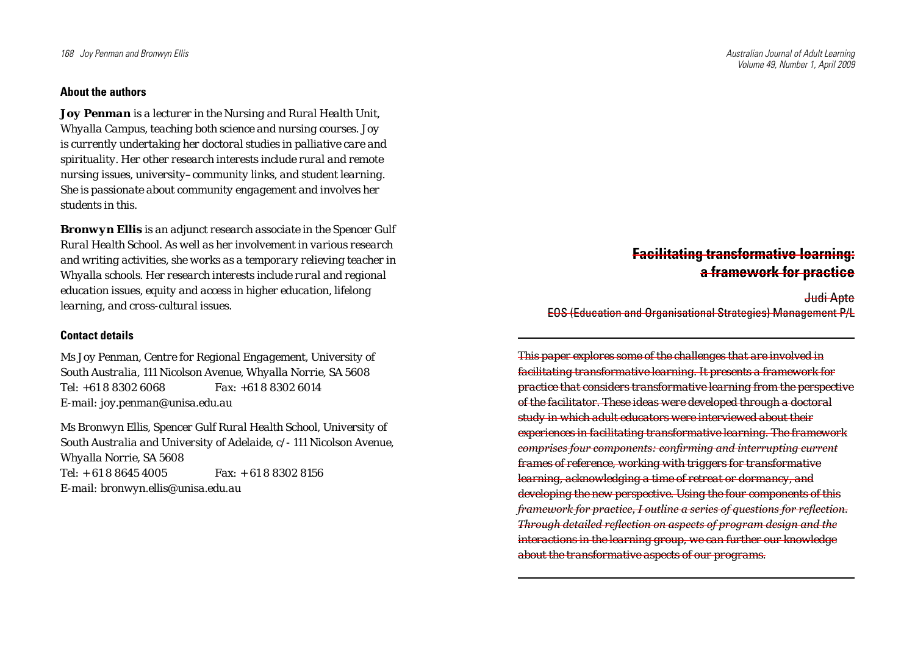### About the authors

***Joy Penman*** *is a lecturer in the Nursing and Rural Health Unit, Whyalla Campus, teaching both science and nursing courses. Joy is currently undertaking her doctoral studies in palliative care and spirituality. Her other research interests include rural and remote nursing issues, university–community links, and student learning. She is passionate about community engagement and involves her students in this.*

***Bronwyn Ellis*** *is an adjunct research associate in the Spencer Gulf Rural Health School. As well as her involvement in various research and writing activities, she works as a temporary relieving teacher in Whyalla schools. Her research interests include rural and regional education issues, equity and access in higher education, lifelong learning, and cross-cultural issues.*

### Contact details

*Ms Joy Penman, Centre for Regional Engagement, University of South Australia, 111 Nicolson Avenue, Whyalla Norrie, SA 5608*
*Tel: +61 8 8302 6068        Fax: +61 8 8302 6014*
*E-mail: joy.penman@unisa.edu.au*

*Ms Bronwyn Ellis, Spencer Gulf Rural Health School, University of South Australia and University of Adelaide, c/- 111 Nicolson Avenue, Whyalla Norrie, SA 5608*
*Tel: + 61 8 8645 4005        Fax: + 61 8 8302 8156*
*E-mail: bronwyn.ellis@unisa.edu.au*

## ~~Facilitating transformative learning: a framework for practice~~

~~Judi Apte~~
~~EOS (Education and Organisational Strategies) Management P/L~~

~~This paper explores some of the challenges that are involved in facilitating transformative learning. It presents a framework for practice that considers transformative learning from the perspective of the facilitator. These ideas were developed through a doctoral study in which adult educators were interviewed about their experiences in facilitating transformative learning. The framework comprises four components: confirming and interrupting current frames of reference, working with triggers for transformative learning, acknowledging a time of retreat or dormancy, and developing the new perspective. Using the four components of this framework for practice, I outline a series of questions for reflection. Through detailed reflection on aspects of program design and the interactions in the learning group, we can further our knowledge about the transformative aspects of our programs.~~